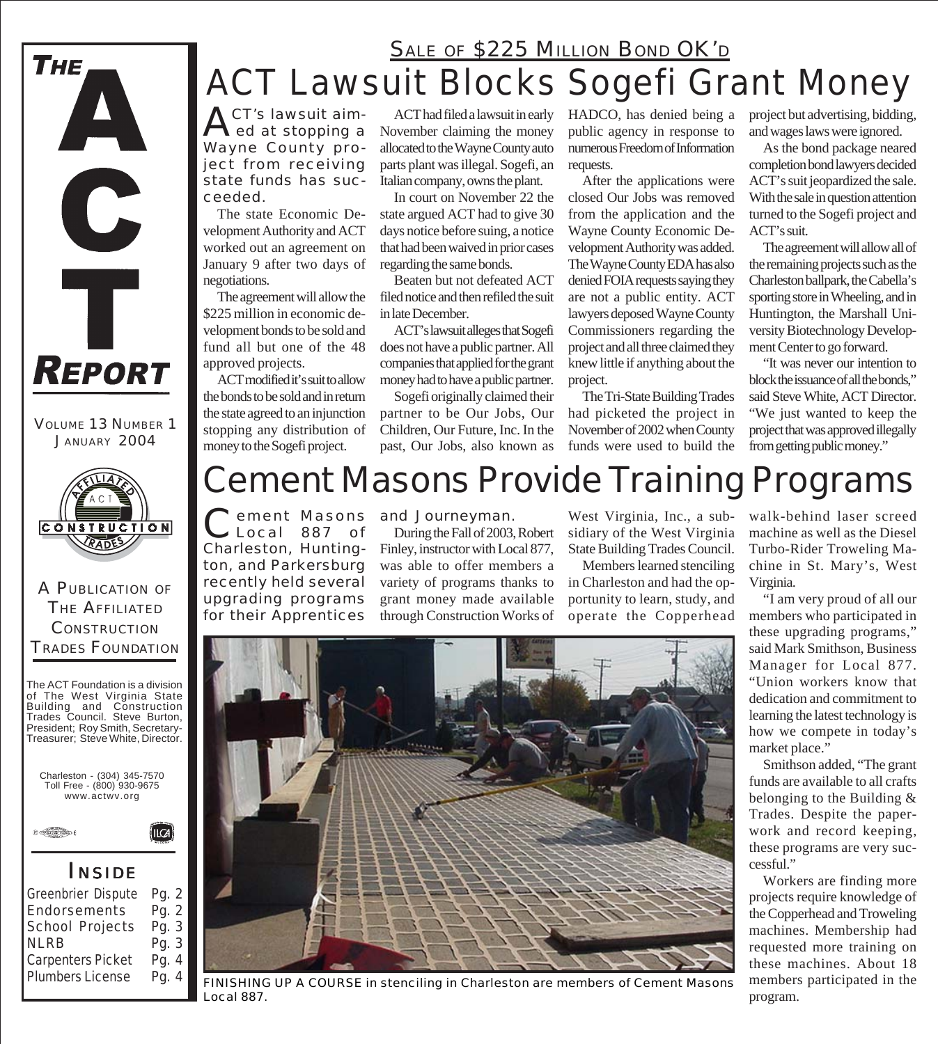# THE ACT REPORT

VOLUME 13 NUMBER 1
JANUARY 2004

A PUBLICATION OF THE AFFILIATED CONSTRUCTION TRADES FOUNDATION

The ACT Foundation is a division of The West Virginia State Building and Construction Trades Council. Steve Burton, President; Roy Smith, Secretary-Treasurer; Steve White, Director.

Charleston - (304) 345-7570
Toll Free - (800) 930-9675
www.actwv.org

## INSIDE

| | |
|---|---|
| Greenbrier Dispute | Pg. 2 |
| Endorsements | Pg. 2 |
| School Projects | Pg. 3 |
| NLRB | Pg. 3 |
| Carpenters Picket | Pg. 4 |
| Plumbers License | Pg. 4 |

### SALE OF $225 MILLION BOND OK'D

# ACT Lawsuit Blocks Sogefi Grant Money

ACT's lawsuit aimed at stopping a Wayne County project from receiving state funds has succeeded.

The state Economic Development Authority and ACT worked out an agreement on January 9 after two days of negotiations.

The agreement will allow the $225 million in economic development bonds to be sold and fund all but one of the 48 approved projects.

ACT modified it's suit to allow the bonds to be sold and in return the state agreed to an injunction stopping any distribution of money to the Sogefi project.

ACT had filed a lawsuit in early November claiming the money allocated to the Wayne County auto parts plant was illegal. Sogefi, an Italian company, owns the plant.

In court on November 22 the state argued ACT had to give 30 days notice before suing, a notice that had been waived in prior cases regarding the same bonds.

Beaten but not defeated ACT filed notice and then refiled the suit in late December.

ACT's lawsuit alleges that Sogefi does not have a public partner. All companies that applied for the grant money had to have a public partner.

Sogefi originally claimed their partner to be Our Jobs, Our Children, Our Future, Inc. In the past, Our Jobs, also known as HADCO, has denied being a public agency in response to numerous Freedom of Information requests.

After the applications were closed Our Jobs was removed from the application and the Wayne County Economic Development Authority was added. The Wayne County EDA has also denied FOIA requests saying they are not a public entity. ACT lawyers deposed Wayne County Commissioners regarding the project and all three claimed they knew little if anything about the project.

The Tri-State Building Trades had picketed the project in November of 2002 when County funds were used to build the project but advertising, bidding, and wages laws were ignored.

As the bond package neared completion bond lawyers decided ACT's suit jeopardized the sale. With the sale in question attention turned to the Sogefi project and ACT's suit.

The agreement will allow all of the remaining projects such as the Charleston ballpark, the Cabella's sporting store in Wheeling, and in Huntington, the Marshall University Biotechnology Development Center to go forward.

"It was never our intention to block the issuance of all the bonds," said Steve White, ACT Director. "We just wanted to keep the project that was approved illegally from getting public money."

# Cement Masons Provide Training Programs

Cement Masons Local 887 of Charleston, Huntington, and Parkersburg recently held several upgrading programs for their Apprentices and Journeyman.

During the Fall of 2003, Robert Finley, instructor with Local 877, was able to offer members a variety of programs thanks to grant money made available through Construction Works of West Virginia, Inc., a subsidiary of the West Virginia State Building Trades Council.

Members learned stenciling in Charleston and had the opportunity to learn, study, and operate the Copperhead walk-behind laser screed machine as well as the Diesel Turbo-Rider Troweling Machine in St. Mary's, West Virginia.

"I am very proud of all our members who participated in these upgrading programs," said Mark Smithson, Business Manager for Local 877. "Union workers know that dedication and commitment to learning the latest technology is how we compete in today's market place."

Smithson added, "The grant funds are available to all crafts belonging to the Building & Trades. Despite the paperwork and record keeping, these programs are very successful."

Workers are finding more projects require knowledge of the Copperhead and Troweling machines. Membership had requested more training on these machines. About 18 members participated in the program.

FINISHING UP A COURSE in stenciling in Charleston are members of Cement Masons Local 887.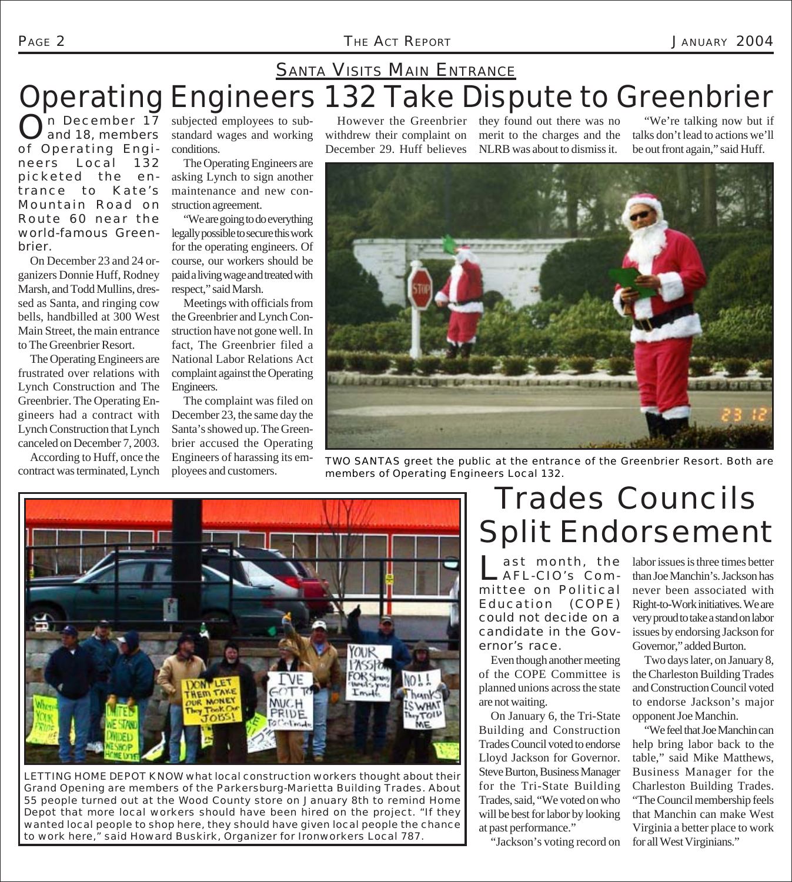## SANTA VISITS MAIN ENTRANCE

# Operating Engineers 132 Take Dispute to Greenbrier

On December 17 and 18, members of Operating Engineers Local 132 picketed the entrance to Kate's Mountain Road on Route 60 near the world-famous Greenbrier.

On December 23 and 24 organizers Donnie Huff, Rodney Marsh, and Todd Mullins, dressed as Santa, and ringing cow bells, handbilled at 300 West Main Street, the main entrance to The Greenbrier Resort.

The Operating Engineers are frustrated over relations with Lynch Construction and The Greenbrier. The Operating Engineers had a contract with Lynch Construction that Lynch canceled on December 7, 2003.

According to Huff, once the contract was terminated, Lynch subjected employees to substandard wages and working conditions.

The Operating Engineers are asking Lynch to sign another maintenance and new construction agreement.

"We are going to do everything legally possible to secure this work for the operating engineers. Of course, our workers should be paid a living wage and treated with respect," said Marsh.

Meetings with officials from the Greenbrier and Lynch Construction have not gone well. In fact, The Greenbrier filed a National Labor Relations Act complaint against the Operating Engineers.

The complaint was filed on December 23, the same day the Santa's showed up. The Greenbrier accused the Operating Engineers of harassing its employees and customers.

However the Greenbrier withdrew their complaint on December 29. Huff believes they found out there was no merit to the charges and the NLRB was about to dismiss it.

"We're talking now but if talks don't lead to actions we'll be out front again," said Huff.

TWO SANTAS greet the public at the entrance of the Greenbrier Resort. Both are members of Operating Engineers Local 132.

LETTING HOME DEPOT KNOW what local construction workers thought about their Grand Opening are members of the Parkersburg-Marietta Building Trades. About 55 people turned out at the Wood County store on January 8th to remind Home Depot that more local workers should have been hired on the project. "If they wanted local people to shop here, they should have given local people the chance to work here," said Howard Buskirk, Organizer for Ironworkers Local 787.

# Trades Councils Split Endorsement

Last month, the AFL-CIO's Committee on Political Education (COPE) could not decide on a candidate in the Governor's race.

Even though another meeting of the COPE Committee is planned unions across the state are not waiting.

On January 6, the Tri-State Building and Construction Trades Council voted to endorse Lloyd Jackson for Governor. Steve Burton, Business Manager for the Tri-State Building Trades, said, "We voted on who will be best for labor by looking at past performance."

"Jackson's voting record on labor issues is three times better than Joe Manchin's. Jackson has never been associated with Right-to-Work initiatives. We are very proud to take a stand on labor issues by endorsing Jackson for Governor," added Burton.

Two days later, on January 8, the Charleston Building Trades and Construction Council voted to endorse Jackson's major opponent Joe Manchin.

"We feel that Joe Manchin can help bring labor back to the table," said Mike Matthews, Business Manager for the Charleston Building Trades. "The Council membership feels that Manchin can make West Virginia a better place to work for all West Virginians."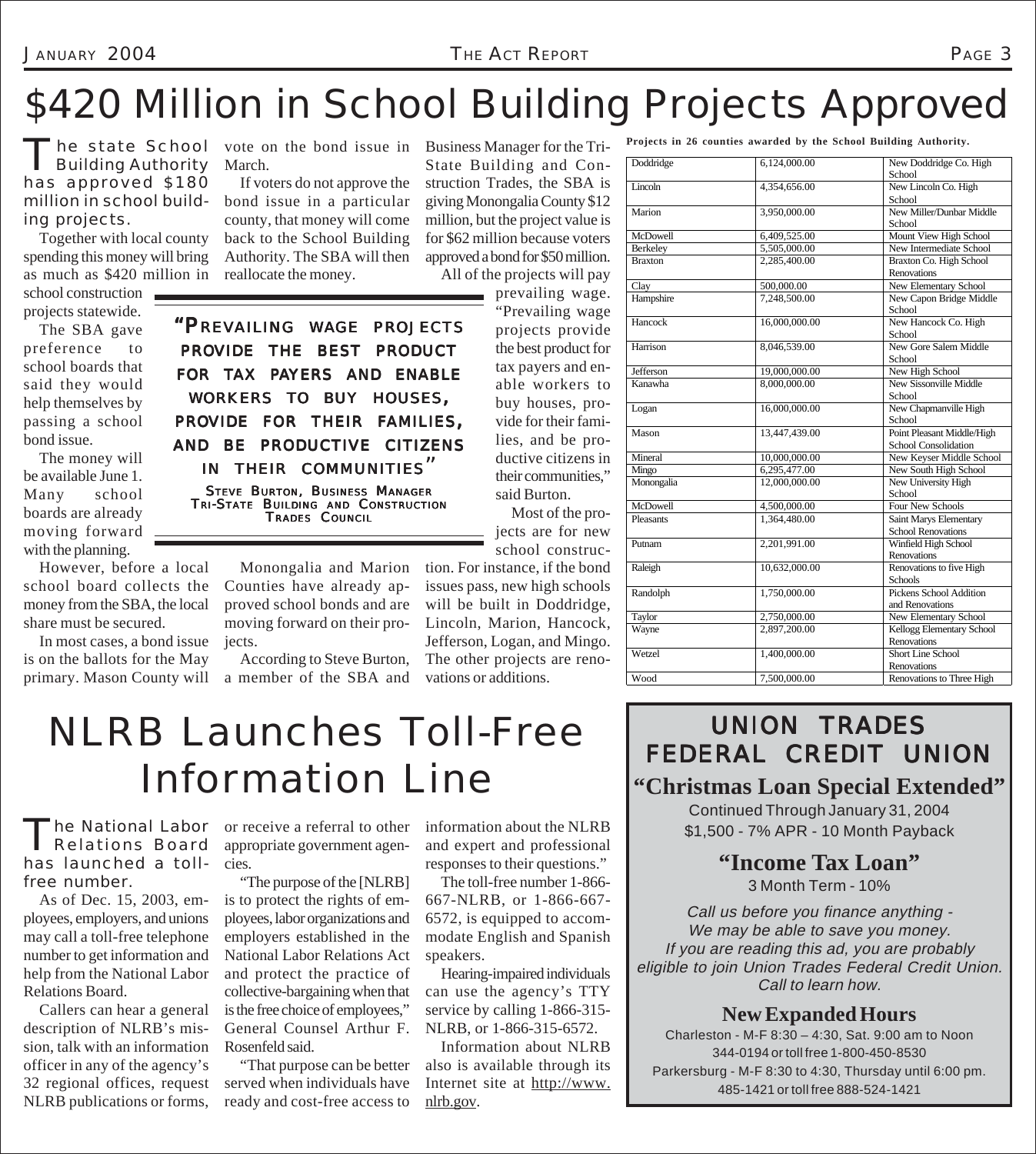# $420 Million in School Building Projects Approved

The state School Building Authority has approved $180 million in school building projects.

Together with local county spending this money will bring as much as $420 million in school construction projects statewide.

The SBA gave preference to school boards that said they would help themselves by passing a school bond issue.

The money will be available June 1. Many school boards are already moving forward with the planning.

However, before a local school board collects the money from the SBA, the local share must be secured.

In most cases, a bond issue is on the ballots for the May primary. Mason County will vote on the bond issue in March.

If voters do not approve the bond issue in a particular county, that money will come back to the School Building Authority. The SBA will then reallocate the money.

> **"Prevailing wage projects provide the best product for tax payers and enable workers to buy houses, provide for their families, and be productive citizens in their communities"**
>
> Steve Burton, Business Manager
> Tri-State Building and Construction Trades Council

Monongalia and Marion Counties have already approved school bonds and are moving forward on their projects.

According to Steve Burton, a member of the SBA and Business Manager for the Tri-State Building and Construction Trades, the SBA is giving Monongalia County $12 million, but the project value is for $62 million because voters approved a bond for $50 million.

All of the projects will pay prevailing wage. "Prevailing wage projects provide the best product for tax payers and enable workers to buy houses, provide for their families, and be productive citizens in their communities," said Burton.

Most of the projects are for new school construction. For instance, if the bond issues pass, new high schools will be built in Doddridge, Lincoln, Marion, Hancock, Jefferson, Logan, and Mingo. The other projects are renovations or additions.

**Projects in 26 counties awarded by the School Building Authority.**

| County | Amount | Project |
|---|---|---|
| Doddridge | 6,124,000.00 | New Doddridge Co. High School |
| Lincoln | 4,354,656.00 | New Lincoln Co. High School |
| Marion | 3,950,000.00 | New Miller/Dunbar Middle School |
| McDowell | 6,409,525.00 | Mount View High School |
| Berkeley | 5,505,000.00 | New Intermediate School |
| Braxton | 2,285,400.00 | Braxton Co. High School Renovations |
| Clay | 500,000.00 | New Elementary School |
| Hampshire | 7,248,500.00 | New Capon Bridge Middle School |
| Hancock | 16,000,000.00 | New Hancock Co. High School |
| Harrison | 8,046,539.00 | New Gore Salem Middle School |
| Jefferson | 19,000,000.00 | New High School |
| Kanawha | 8,000,000.00 | New Sissonville Middle School |
| Logan | 16,000,000.00 | New Chapmanville High School |
| Mason | 13,447,439.00 | Point Pleasant Middle/High School Consolidation |
| Mineral | 10,000,000.00 | New Keyser Middle School |
| Mingo | 6,295,477.00 | New South High School |
| Monongalia | 12,000,000.00 | New University High School |
| McDowell | 4,500,000.00 | Four New Schools |
| Pleasants | 1,364,480.00 | Saint Marys Elementary School Renovations |
| Putnam | 2,201,991.00 | Winfield High School Renovations |
| Raleigh | 10,632,000.00 | Renovations to five High Schools |
| Randolph | 1,750,000.00 | Pickens School Addition and Renovations |
| Taylor | 2,750,000.00 | New Elementary School |
| Wayne | 2,897,200.00 | Kellogg Elementary School Renovations |
| Wetzel | 1,400,000.00 | Short Line School Renovations |
| Wood | 7,500,000.00 | Renovations to Three High |

# NLRB Launches Toll-Free Information Line

The National Labor Relations Board has launched a toll-free number.

As of Dec. 15, 2003, employees, employers, and unions may call a toll-free telephone number to get information and help from the National Labor Relations Board.

Callers can hear a general description of NLRB's mission, talk with an information officer in any of the agency's 32 regional offices, request NLRB publications or forms, or receive a referral to other appropriate government agencies.

"The purpose of the [NLRB] is to protect the rights of employees, labor organizations and employers established in the National Labor Relations Act and protect the practice of collective-bargaining when that is the free choice of employees," General Counsel Arthur F. Rosenfeld said.

"That purpose can be better served when individuals have ready and cost-free access to information about the NLRB and expert and professional responses to their questions."

The toll-free number 1-866-667-NLRB, or 1-866-667-6572, is equipped to accommodate English and Spanish speakers.

Hearing-impaired individuals can use the agency's TTY service by calling 1-866-315-NLRB, or 1-866-315-6572.

Information about NLRB also is available through its Internet site at http://www.nlrb.gov.

## UNION TRADES FEDERAL CREDIT UNION

**"Christmas Loan Special Extended"**

Continued Through January 31, 2004
$1,500 - 7% APR - 10 Month Payback

**"Income Tax Loan"**

3 Month Term - 10%

*Call us before you finance anything - We may be able to save you money. If you are reading this ad, you are probably eligible to join Union Trades Federal Credit Union. Call to learn how.*

**New Expanded Hours**

Charleston - M-F 8:30 – 4:30, Sat. 9:00 am to Noon
344-0194 or toll free 1-800-450-8530
Parkersburg - M-F 8:30 to 4:30, Thursday until 6:00 pm.
485-1421 or toll free 888-524-1421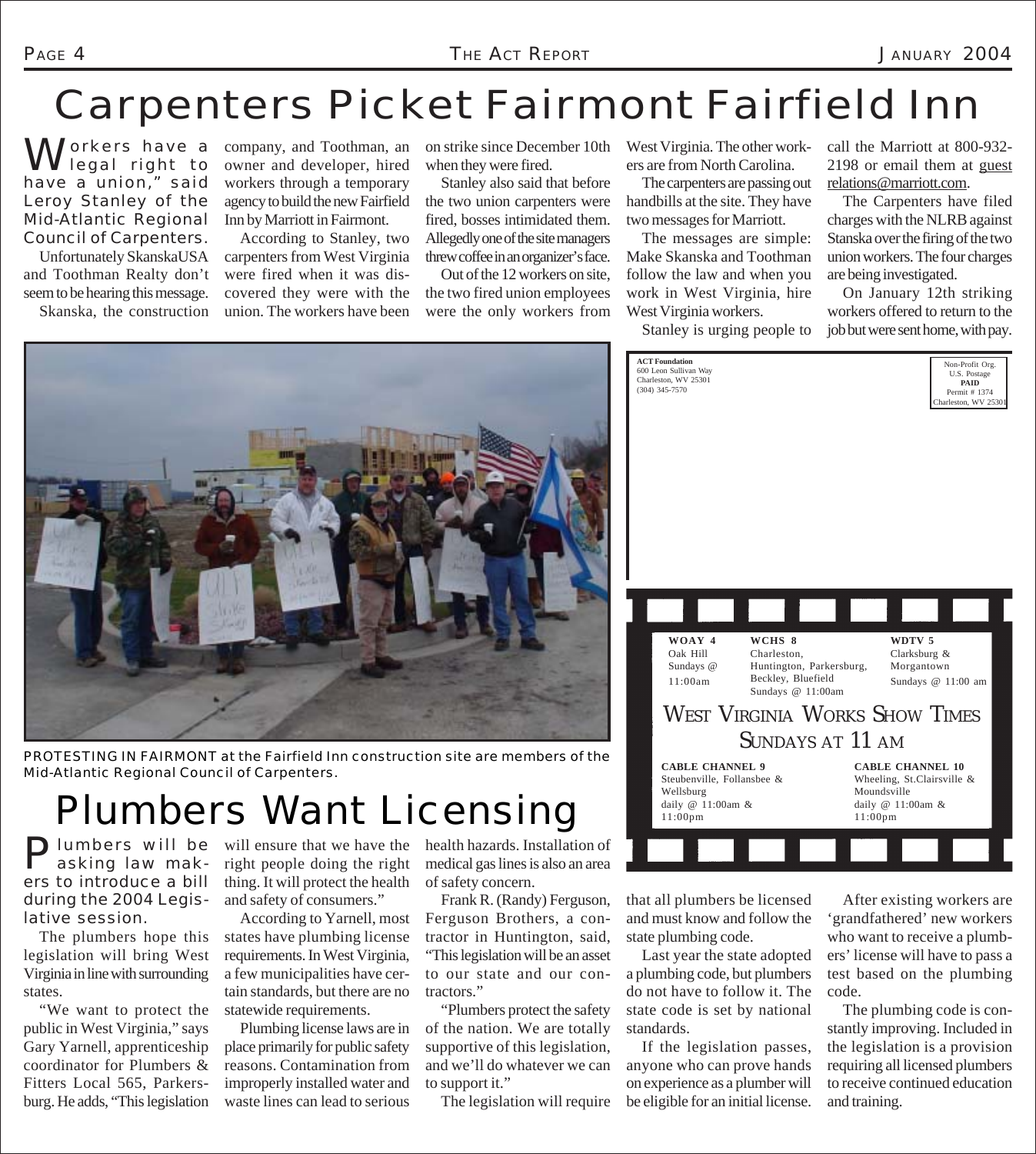# Carpenters Picket Fairmont Fairfield Inn

"Workers have a legal right to have a union," said Leroy Stanley of the Mid-Atlantic Regional Council of Carpenters.

Unfortunately SkanskaUSA and Toothman Realty don't seem to be hearing this message.

Skanska, the construction company, and Toothman, an owner and developer, hired workers through a temporary agency to build the new Fairfield Inn by Marriott in Fairmont.

According to Stanley, two carpenters from West Virginia were fired when it was discovered they were with the union. The workers have been on strike since December 10th when they were fired.

Stanley also said that before the two union carpenters were fired, bosses intimidated them. Allegedly one of the site managers threw coffee in an organizer's face.

Out of the 12 workers on site, the two fired union employees were the only workers from West Virginia. The other workers are from North Carolina.

The carpenters are passing out handbills at the site. They have two messages for Marriott.

The messages are simple: Make Skanska and Toothman follow the law and when you work in West Virginia, hire West Virginia workers.

Stanley is urging people to call the Marriott at 800-932-2198 or email them at guest relations@marriott.com.

The Carpenters have filed charges with the NLRB against Stanska over the firing of the two union workers. The four charges are being investigated.

On January 12th striking workers offered to return to the job but were sent home, with pay.

PROTESTING IN FAIRMONT at the Fairfield Inn construction site are members of the Mid-Atlantic Regional Council of Carpenters.

ACT Foundation
600 Leon Sullivan Way
Charleston, WV 25301
(304) 345-7570

Non-Profit Org.
U.S. Postage
PAID
Permit # 1374
Charleston, WV 25301

**WOAY 4**
Oak Hill
Sundays @ 11:00am

**WCHS 8**
Charleston, Huntington, Parkersburg, Beckley, Bluefield
Sundays @ 11:00am

**WDTV 5**
Clarksburg & Morgantown
Sundays @ 11:00 am

## West Virginia Works Show Times
## Sundays at 11 AM

**CABLE CHANNEL 9**
Steubenville, Follansbee & Wellsburg
daily @ 11:00am & 11:00pm

**CABLE CHANNEL 10**
Wheeling, St.Clairsville & Moundsville
daily @ 11:00am & 11:00pm

# Plumbers Want Licensing

Plumbers will be asking law makers to introduce a bill during the 2004 Legislative session.

The plumbers hope this legislation will bring West Virginia in line with surrounding states.

"We want to protect the public in West Virginia," says Gary Yarnell, apprenticeship coordinator for Plumbers & Fitters Local 565, Parkersburg. He adds, "This legislation will ensure that we have the right people doing the right thing. It will protect the health and safety of consumers."

According to Yarnell, most states have plumbing license requirements. In West Virginia, a few municipalities have certain standards, but there are no statewide requirements.

Plumbing license laws are in place primarily for public safety reasons. Contamination from improperly installed water and waste lines can lead to serious health hazards. Installation of medical gas lines is also an area of safety concern.

Frank R. (Randy) Ferguson, Ferguson Brothers, a contractor in Huntington, said, "This legislation will be an asset to our state and our contractors."

"Plumbers protect the safety of the nation. We are totally supportive of this legislation, and we'll do whatever we can to support it."

The legislation will require that all plumbers be licensed and must know and follow the state plumbing code.

Last year the state adopted a plumbing code, but plumbers do not have to follow it. The state code is set by national standards.

If the legislation passes, anyone who can prove hands on experience as a plumber will be eligible for an initial license.

After existing workers are 'grandfathered' new workers who want to receive a plumbers' license will have to pass a test based on the plumbing code.

The plumbing code is constantly improving. Included in the legislation is a provision requiring all licensed plumbers to receive continued education and training.